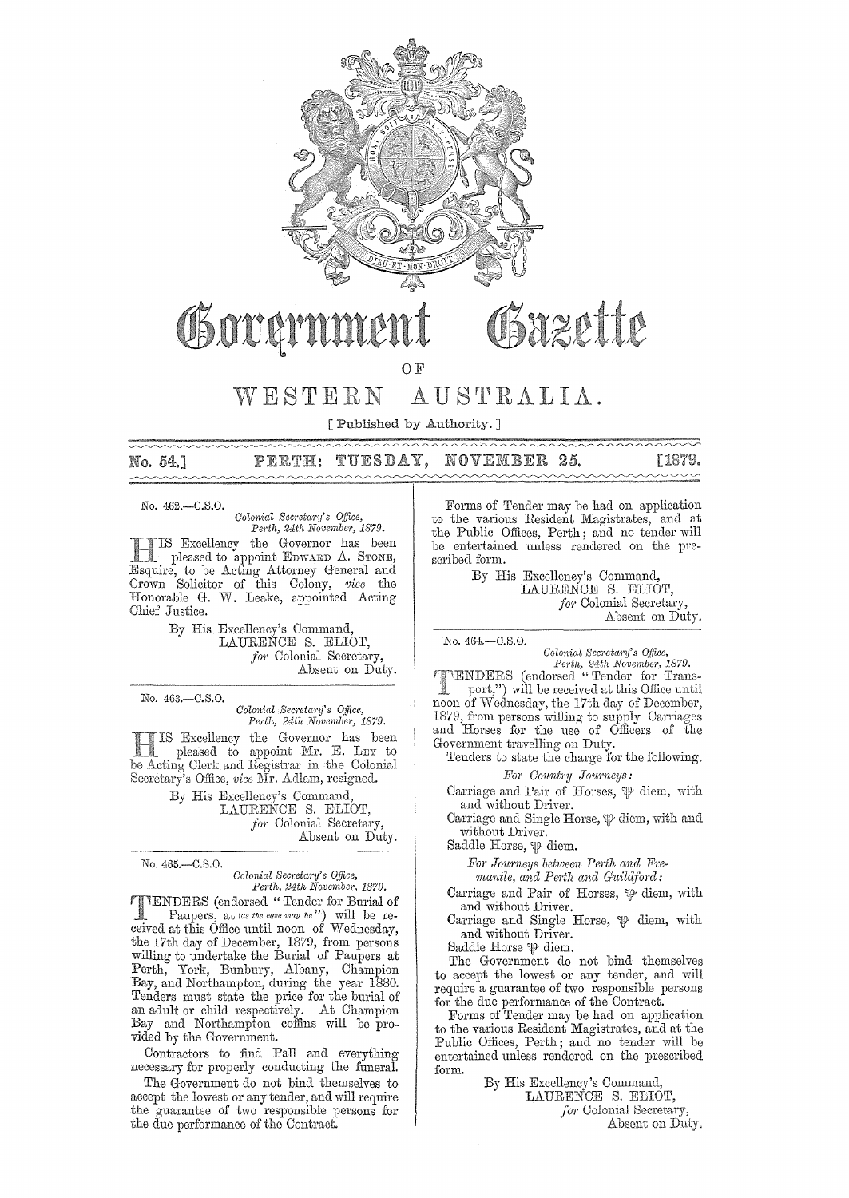# Government Gazette

OF

# WESTERN AUSTRALIA.

[ Published by Authority. ]

**No. 54.] PERTH: TUESDAY, NOVEMBER 25. [1879.**

---

No. 462.—C.S.O.

*Colonial Secretary's Office,*
*Perth, 24th November, 1879.*

HIS Excellency the Governor has been pleased to appoint EDWARD A. STONE, Esquire, to be Acting Attorney General and Crown Solicitor of this Colony, *vice* the Honorable G. W. Leake, appointed Acting Chief Justice.

By His Excellency's Command,
LAURENCE S. ELIOT,
*for* Colonial Secretary,
Absent on Duty.

---

No. 463.—C.S.O.

*Colonial Secretary's Office,*
*Perth, 24th November, 1879.*

HIS Excellency the Governor has been pleased to appoint Mr. E. LEY to be Acting Clerk and Registrar in the Colonial Secretary's Office, *vice* Mr. Adlam, resigned.

By His Excellency's Command,
LAURENCE S. ELIOT,
*for* Colonial Secretary,
Absent on Duty.

---

No. 465.—C.S.O.

*Colonial Secretary's Office,*
*Perth, 24th November, 1879.*

TENDERS (endorsed "Tender for Burial of Paupers, at (*as the case may be*)") will be received at this Office until noon of Wednesday, the 17th day of December, 1879, from persons willing to undertake the Burial of Paupers at Perth, York, Bunbury, Albany, Champion Bay, and Northampton, during the year 1880. Tenders must state the price for the burial of an adult or child respectively. At Champion Bay and Northampton coffins will be provided by the Government.

Contractors to find Pall and everything necessary for properly conducting the funeral.

The Government do not bind themselves to accept the lowest or any tender, and will require the guarantee of two responsible persons for the due performance of the Contract.

Forms of Tender may be had on application to the various Resident Magistrates, and at the Public Offices, Perth; and no tender will be entertained unless rendered on the prescribed form.

By His Excellency's Command,
LAURENCE S. ELIOT,
*for* Colonial Secretary,
Absent on Duty.

---

No. 464.—C.S.O.

*Colonial Secretary's Office,*
*Perth, 24th November, 1879.*

TENDERS (endorsed "Tender for Transport,") will be received at this Office until noon of Wednesday, the 17th day of December, 1879, from persons willing to supply Carriages and Horses for the use of Officers of the Government travelling on Duty.

Tenders to state the charge for the following.

*For Country Journeys:*

Carriage and Pair of Horses, ℘ diem, with and without Driver.

Carriage and Single Horse, ℘ diem, with and without Driver.

Saddle Horse, ℘ diem.

*For Journeys between Perth and Fremantle, and Perth and Guildford:*

Carriage and Pair of Horses, ℘ diem, with and without Driver.

Carriage and Single Horse, ℘ diem, with and without Driver.

Saddle Horse ℘ diem.

The Government do not bind themselves to accept the lowest or any tender, and will require a guarantee of two responsible persons for the due performance of the Contract.

Forms of Tender may be had on application to the various Resident Magistrates, and at the Public Offices, Perth; and no tender will be entertained unless rendered on the prescribed form.

By His Excellency's Command,
LAURENCE S. ELIOT,
*for* Colonial Secretary,
Absent on Duty.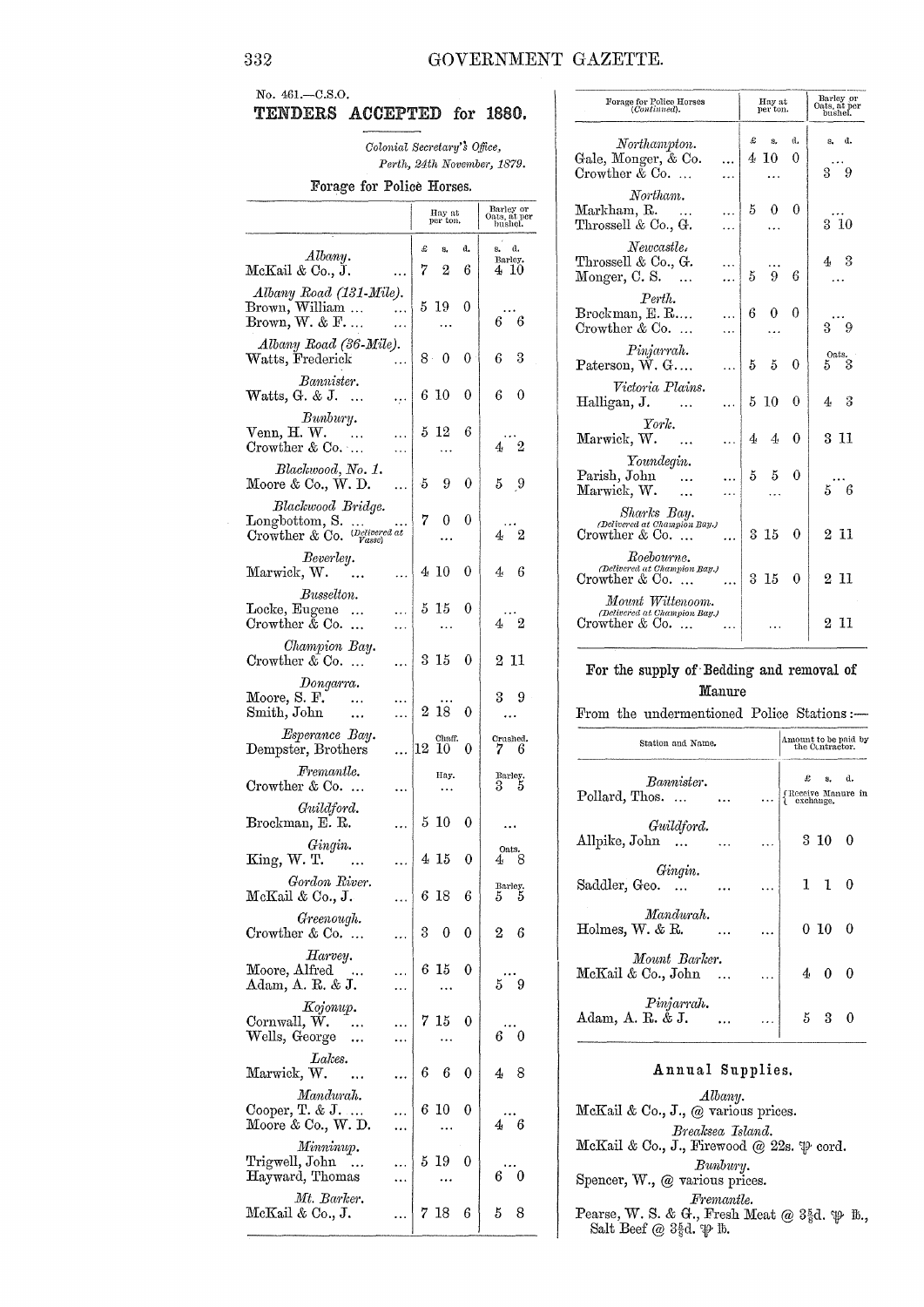No. 461.—C.S.O.

## TENDERS ACCEPTED for 1880.

*Colonial Secretary's Office,*
*Perth, 24th November, 1879.*

### Forage for Police Horses.

| | Hay at per ton. | Barley or Oats, at per bushel. |
|---|---|---|
| | £ s. d. | s. d. |
| *Albany.* | | |
| McKail & Co., J. ... | 7 2 6 | Barley. 4 10 |
| *Albany Road (131-Mile).* | | |
| Brown, William ... ... | 5 19 0 | ... |
| Brown, W. & F. ... ... | ... | 6 6 |
| *Albany Road (36-Mile).* | | |
| Watts, Frederick ... | 8 0 0 | 6 3 |
| *Bannister.* | | |
| Watts, G. & J. ... ... | 6 10 0 | 6 0 |
| *Bunbury.* | | |
| Venn, H. W. ... ... | 5 12 6 | ... |
| Crowther & Co. ... ... | ... | 4 2 |
| *Blackwood, No. 1.* | | |
| Moore & Co., W. D. ... | 5 9 0 | 5 9 |
| *Blackwood Bridge.* | | |
| Longbottom, S. ... ... | 7 0 0 | ... |
| Crowther & Co. (Delivered at Vasse) | ... | 4 2 |
| *Beverley.* | | |
| Marwick, W. ... ... | 4 10 0 | 4 6 |
| *Busselton.* | | |
| Locke, Eugene ... ... | 5 15 0 | ... |
| Crowther & Co. ... ... | ... | 4 2 |
| *Champion Bay.* | | |
| Crowther & Co. ... ... | 3 15 0 | 2 11 |
| *Dongarra.* | | |
| Moore, S. F. ... ... | ... | 3 9 |
| Smith, John ... ... | 2 18 0 | ... |
| *Esperance Bay.* | | |
| Dempster, Brothers ... | Chaff. 12 10 0 | Crushed. 7 6 |
| *Fremantle.* | | |
| Crowther & Co. ... ... | Hay. ... | Barley. 3 5 |
| *Guildford.* | | |
| Brockman, E. R. ... | 5 10 0 | ... |
| *Gingin.* | | |
| King, W. T. ... ... | 4 15 0 | Oats. 4 8 |
| *Gordon River.* | | |
| McKail & Co., J. ... | 6 18 6 | Barley. 5 5 |
| *Greenough.* | | |
| Crowther & Co. ... ... | 3 0 0 | 2 6 |
| *Harvey.* | | |
| Moore, Alfred ... ... | 6 15 0 | ... |
| Adam, A. R. & J. ... | ... | 5 9 |
| *Kojonup.* | | |
| Cornwall, W. ... ... | 7 15 0 | ... |
| Wells, George ... ... | ... | 6 0 |
| *Lakes.* | | |
| Marwick, W. ... ... | 6 6 0 | 4 8 |
| *Mandurah.* | | |
| Cooper, T. & J. ... ... | 6 10 0 | ... |
| Moore & Co., W. D. ... | ... | 4 6 |
| *Minninup.* | | |
| Trigwell, John ... ... | 5 19 0 | ... |
| Hayward, Thomas ... | ... | 6 0 |
| *Mt. Barker.* | | |
| McKail & Co., J. ... | 7 18 6 | 5 8 |
| *Northampton.* | | |
| Gale, Monger, & Co. ... | 4 10 0 | ... |
| Crowther & Co. ... ... | ... | 3 9 |
| *Northam.* | | |
| Markham, R. ... ... | 5 0 0 | ... |
| Throssell & Co., G. ... | ... | 3 10 |
| *Newcastle.* | | |
| Throssell & Co., G. ... | ... | 4 3 |
| Monger, C. S. ... ... | 5 9 6 | ... |
| *Perth.* | | |
| Brockman, E. R.... ... | 6 0 0 | ... |
| Crowther & Co. ... ... | ... | 3 9 |
| *Pinjarrah.* | | |
| Paterson, W. G.... ... | 5 5 0 | Oats. 5 3 |
| *Victoria Plains.* | | |
| Halligan, J. ... ... | 5 10 0 | 4 3 |
| *York.* | | |
| Marwick, W. ... ... | 4 4 0 | 3 11 |
| *Youndegin.* | | |
| Parish, John ... ... | 5 5 0 | ... |
| Marwick, W. ... ... | ... | 5 6 |
| *Sharks Bay.* (Delivered at Champion Bay.) | | |
| Crowther & Co. ... ... | 3 15 0 | 2 11 |
| *Roebourne.* (Delivered at Champion Bay.) | | |
| Crowther & Co. ... ... | 3 15 0 | 2 11 |
| *Mount Wittenoom.* (Delivered at Champion Bay.) | | |
| Crowther & Co. ... ... | ... | 2 11 |

### For the supply of Bedding and removal of Manure

From the undermentioned Police Stations:—

| Station and Name. | Amount to be paid by the Contractor. |
|---|---|
| | £ s. d. |
| *Bannister.* | |
| Pollard, Thos. ... ... ... | Receive Manure in exchange. |
| *Guildford.* | |
| Allpike, John ... ... ... | 3 10 0 |
| *Gingin.* | |
| Saddler, Geo. ... ... ... | 1 1 0 |
| *Mandurah.* | |
| Holmes, W. & R. ... ... | 0 10 0 |
| *Mount Barker.* | |
| McKail & Co., John ... ... | 4 0 0 |
| *Pinjarrah.* | |
| Adam, A. R. & J. ... ... | 5 3 0 |

### Annual Supplies.

*Albany.*
McKail & Co., J., @ various prices.

*Breaksea Island.*
McKail & Co., J., Firewood @ 22s. ℔ cord.

*Bunbury.*
Spencer, W., @ various prices.

*Fremantle.*
Pearse, W. S. & G., Fresh Meat @ 3⅝d. ℔ lb., Salt Beef @ 3⅝d. ℔ lb.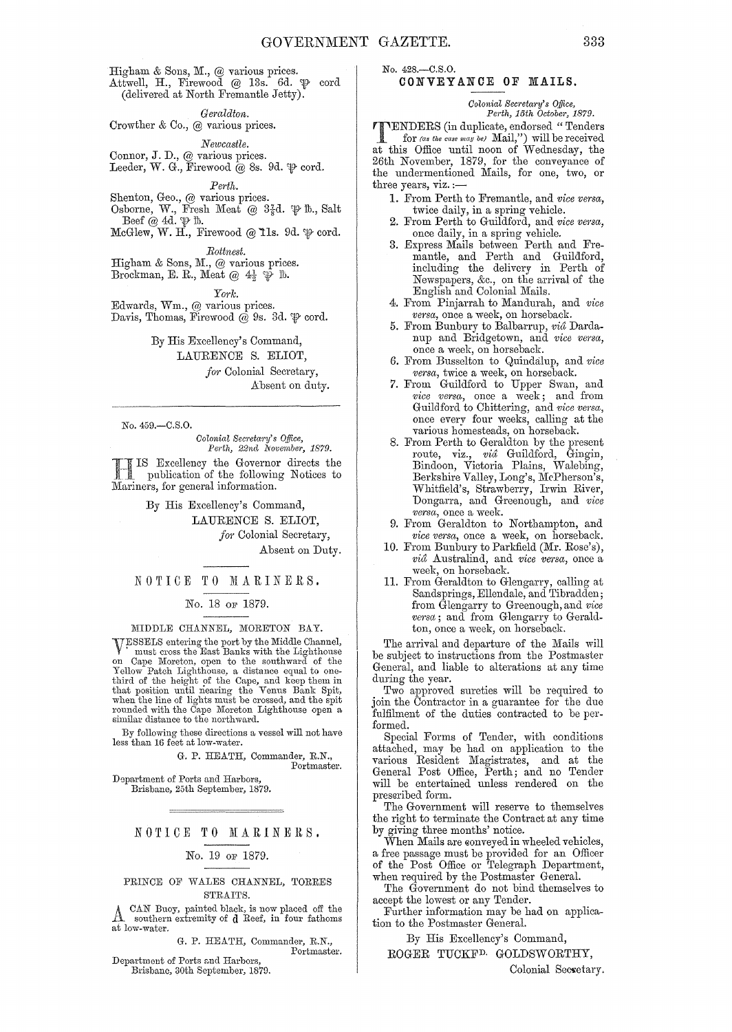Higham & Sons, M., @ various prices.
Attwell, H., Firewood @ 13s. 6d. ℔ cord (delivered at North Fremantle Jetty).

*Geraldton.*

Crowther & Co., @ various prices.

*Newcastle.*

Connor, J. D., @ various prices.
Leeder, W. G., Firewood @ 8s. 9d. ℔ cord.

*Perth.*

Shenton, Geo., @ various prices.
Osborne, W., Fresh Meat @ 3⅞d. ℔ lb., Salt Beef @ 4d. ℔ lb.
McGlew, W. H., Firewood @ 11s. 9d. ℔ cord.

*Rottnest.*

Higham & Sons, M., @ various prices.
Brockman, E. R., Meat @ 4½ ℔ lb.

*York.*

Edwards, Wm., @ various prices.
Davis, Thomas, Firewood @ 9s. 3d. ℔ cord.

By His Excellency's Command,
LAURENCE S. ELIOT,
*for* Colonial Secretary,
Absent on duty.

---

No. 459.—C.S.O.

*Colonial Secretary's Office,*
*Perth, 22nd November, 1879.*

HIS Excellency the Governor directs the publication of the following Notices to Mariners, for general information.

By His Excellency's Command,
LAURENCE S. ELIOT,
*for* Colonial Secretary,
Absent on Duty.

## NOTICE TO MARINERS.

### No. 18 of 1879.

MIDDLE CHANNEL, MORETON BAY.

VESSELS entering the port by the Middle Channel, must cross the East Banks with the Lighthouse on Cape Moreton, open to the southward of the Yellow Patch Lighthouse, a distance equal to one-third of the height of the Cape, and keep them in that position until nearing the Venus Bank Spit, when the line of lights must be crossed, and the spit rounded with the Cape Moreton Lighthouse open a similar distance to the northward.

By following these directions a vessel will not have less than 16 feet at low-water.

G. P. HEATH, Commander, R.N.,
Portmaster.

Department of Ports and Harbors,
Brisbane, 25th September, 1879.

---

## NOTICE TO MARINERS.

### No. 19 of 1879.

PRINCE OF WALES CHANNEL, TORRES STRAITS.

A CAN Buoy, painted black, is now placed off the southern extremity of d Reef, in four fathoms at low-water.

G. P. HEATH, Commander, R.N.,
Portmaster.

Department of Ports and Harbors,
Brisbane, 30th September, 1879.

---

No. 428.—C.S.O.

## CONVEYANCE OF MAILS.

*Colonial Secretary's Office,*
*Perth, 15th October, 1879.*

TENDERS (in duplicate, endorsed "Tenders for *(as the case may be)* Mail,") will be received at this Office until noon of Wednesday, the 26th November, 1879, for the conveyance of the undermentioned Mails, for one, two, or three years, viz.:—

1. From Perth to Fremantle, and *vice versa,* twice daily, in a spring vehicle.
2. From Perth to Guildford, and *vice versa,* once daily, in a spring vehicle.
3. Express Mails between Perth and Fremantle, and Perth and Guildford, including the delivery in Perth of Newspapers, &c., on the arrival of the English and Colonial Mails.
4. From Pinjarrah to Mandurah, and *vice versa,* once a week, on horseback.
5. From Bunbury to Balbarrup, *viâ* Dardanup and Bridgetown, and *vice versa,* once a week, on horseback.
6. From Busselton to Quindalup, and *vice versa,* twice a week, on horseback.
7. From Guildford to Upper Swan, and *vice versa,* once a week; and from Guildford to Chittering, and *vice versa,* once every four weeks, calling at the various homesteads, on horseback.
8. From Perth to Geraldton by the present route, viz., *viâ* Guildford, Gingin, Bindoon, Victoria Plains, Walebing, Berkshire Valley, Long's, McPherson's, Whitfield's, Strawberry, Irwin River, Dongarra, and Greenough, and *vice versa,* once a week.
9. From Geraldton to Northampton, and *vice versa,* once a week, on horseback.
10. From Bunbury to Parkfield (Mr. Rose's), *viâ* Australind, and *vice versa,* once a week, on horseback.
11. From Geraldton to Glengarry, calling at Sandsprings, Ellendale, and Tibradden; from Glengarry to Greenough, and *vice versa*; and from Glengarry to Geraldton, once a week, on horseback.

The arrival and departure of the Mails will be subject to instructions from the Postmaster General, and liable to alterations at any time during the year.

Two approved sureties will be required to join the Contractor in a guarantee for the due fulfilment of the duties contracted to be performed.

Special Forms of Tender, with conditions attached, may be had on application to the various Resident Magistrates, and at the General Post Office, Perth; and no Tender will be entertained unless rendered on the prescribed form.

The Government will reserve to themselves the right to terminate the Contract at any time by giving three months' notice.

When Mails are conveyed in wheeled vehicles, a free passage must be provided for an Officer of the Post Office or Telegraph Department, when required by the Postmaster General.

The Government do not bind themselves to accept the lowest or any Tender.

Further information may be had on application to the Postmaster General.

By His Excellency's Command,
ROGER TUCKFD. GOLDSWORTHY,
Colonial Secretary.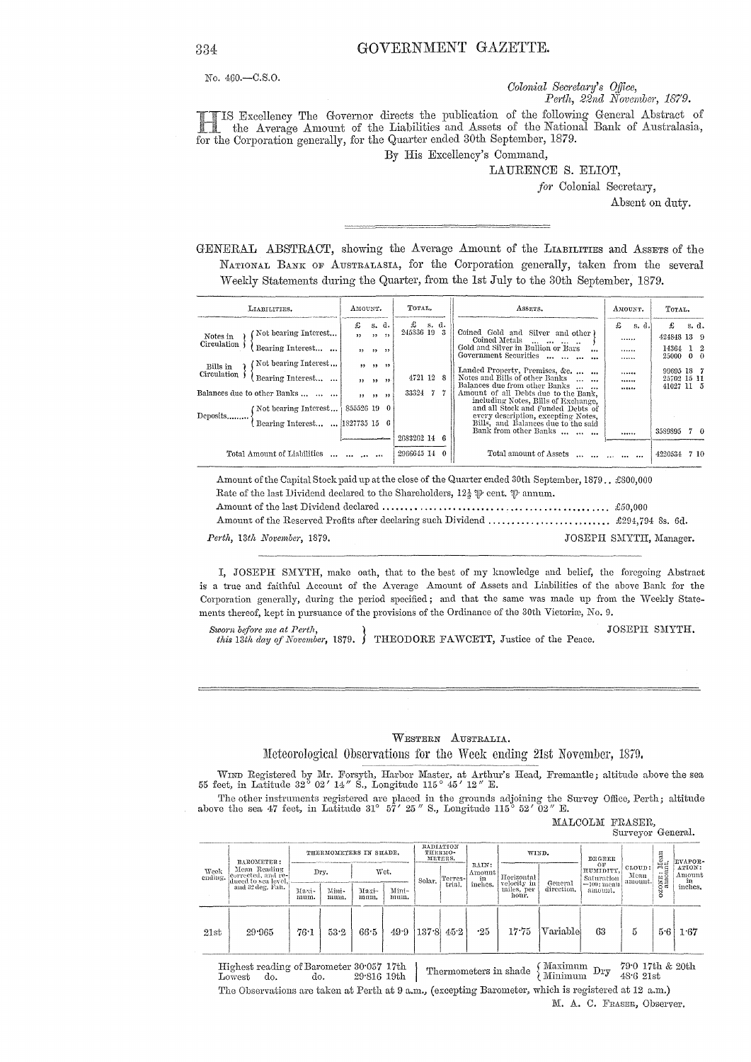No. 460.—C.S.O.

*Colonial Secretary's Office,*
*Perth, 22nd November, 1879.*

HIS Excellency The Governor directs the publication of the following General Abstract of the Average Amount of the Liabilities and Assets of the National Bank of Australasia, for the Corporation generally, for the Quarter ended 30th September, 1879.

By His Excellency's Command,

LAURENCE S. ELIOT,
*for* Colonial Secretary,
Absent on duty.

---

GENERAL ABSTRACT, showing the Average Amount of the LIABILITIES and ASSETS of the NATIONAL BANK OF AUSTRALASIA, for the Corporation generally, taken from the several Weekly Statements during the Quarter, from the 1st July to the 30th September, 1879.

| LIABILITIES. | AMOUNT. | TOTAL. | ASSETS. | AMOUNT. | TOTAL. |
|---|---|---|---|---|---|
| | £ s. d. | £ s. d. | | £ s. d. | £ s. d. |
| Notes in Circulation — Not bearing Interest... | " " " | 245336 19 3 | Coined Gold and Silver and other Coined Metals ... | ...... | 424848 13 9 |
| Notes in Circulation — Bearing Interest... | " " " | | Gold and Silver in Bullion or Bars ... | ...... | 14364 1 2 |
| | | | Government Securities ... | ...... | 25000 0 0 |
| Bills in Circulation — Not bearing Interest... | " " " | | Landed Property, Premises, &c. ... | ...... | 99695 18 7 |
| Bills in Circulation — Bearing Interest... | " " " | 4721 12 8 | Notes and Bills of other Banks ... | ...... | 25702 15 11 |
| Balances due to other Banks ... | " " " | 33324 7 7 | Balances due from other Banks ... | ...... | 41027 11 5 |
| Deposits — Not bearing Interest... | 855526 19 0 | | Amount of all Debts due to the Bank, including Notes, Bills of Exchange, and all Stock and Funded Debts of every description, excepting Notes, Bills, and Balances due to the said Bank from other Banks ... | ...... | 3589895 7 0 |
| Deposits — Bearing Interest... | 1827735 15 6 | | | | |
| | | 2683262 14 6 | | | |
| Total Amount of Liabilities ... | | 2966645 14 0 | Total amount of Assets ... | | 4220534 7 10 |

Amount of the Capital Stock paid up at the close of the Quarter ended 30th September, 1879.. £800,000

Rate of the last Dividend declared to the Shareholders, 12½ ℔ cent. ℔ annum.

Amount of the last Dividend declared ........................................ £50,000

Amount of the Reserved Profits after declaring such Dividend .......................... £294,794 8s. 6d.

*Perth, 13th November, 1879.* JOSEPH SMYTH, Manager.

I, JOSEPH SMYTH, make oath, that to the best of my knowledge and belief, the foregoing Abstract is a true and faithful Account of the Average Amount of Assets and Liabilities of the above Bank for the Corporation generally, during the period specified; and that the same was made up from the Weekly Statements thereof, kept in pursuance of the provisions of the Ordinance of the 30th Victoriæ, No. 9.

*Sworn before me at Perth, this 13th day of November, 1879.* THEODORE FAWCETT, Justice of the Peace.

JOSEPH SMYTH.

---

WESTERN AUSTRALIA.

## Meteorological Observations for the Week ending 21st November, 1879.

WIND Registered by Mr. Forsyth, Harbor Master, at Arthur's Head, Fremantle; altitude above the sea 55 feet, in Latitude 32° 02′ 14″ S., Longitude 115° 45′ 12″ E.

The other instruments registered are placed in the grounds adjoining the Survey Office, Perth; altitude above the sea 47 feet, in Latitude 31° 57′ 25″ S., Longitude 115° 52′ 02″ E.

MALCOLM FRASER,
Surveyor General.

| Week ending. | BAROMETER: Mean Reading corrected, and reduced to sea level, and 32 deg. Fah. | THERMOMETERS IN SHADE. Dry. Maximum. | Dry. Minimum. | Wet. Maximum. | Wet. Minimum. | RADIATION THERMOMETERS. Solar. | Terrestrial. | RAIN: Amount in inches. | WIND. Horizontal velocity in miles, per hour. | General direction. | DEGREE OF HUMIDITY, Saturation =100: mean amount. | CLOUD: Mean amount. | OZONE: Mean amount. | EVAPORATION: Amount in inches. |
|---|---|---|---|---|---|---|---|---|---|---|---|---|---|---|
| 21st | 29·965 | 76·1 | 53·2 | 66·5 | 49·9 | 137·8 | 45·2 | ·25 | 17·75 | Variable | 63 | 5 | 5·6 | 1·67 |

Highest reading of Barometer 30·057 17th
Lowest do. do. 29·816 19th

Thermometers in shade { Maximum Dry 79·0 17th & 20th; Minimum Dry 48·6 21st }

The Observations are taken at Perth at 9 a.m., (excepting Barometer, which is registered at 12 a.m.)

M. A. C. FRASER, Observer.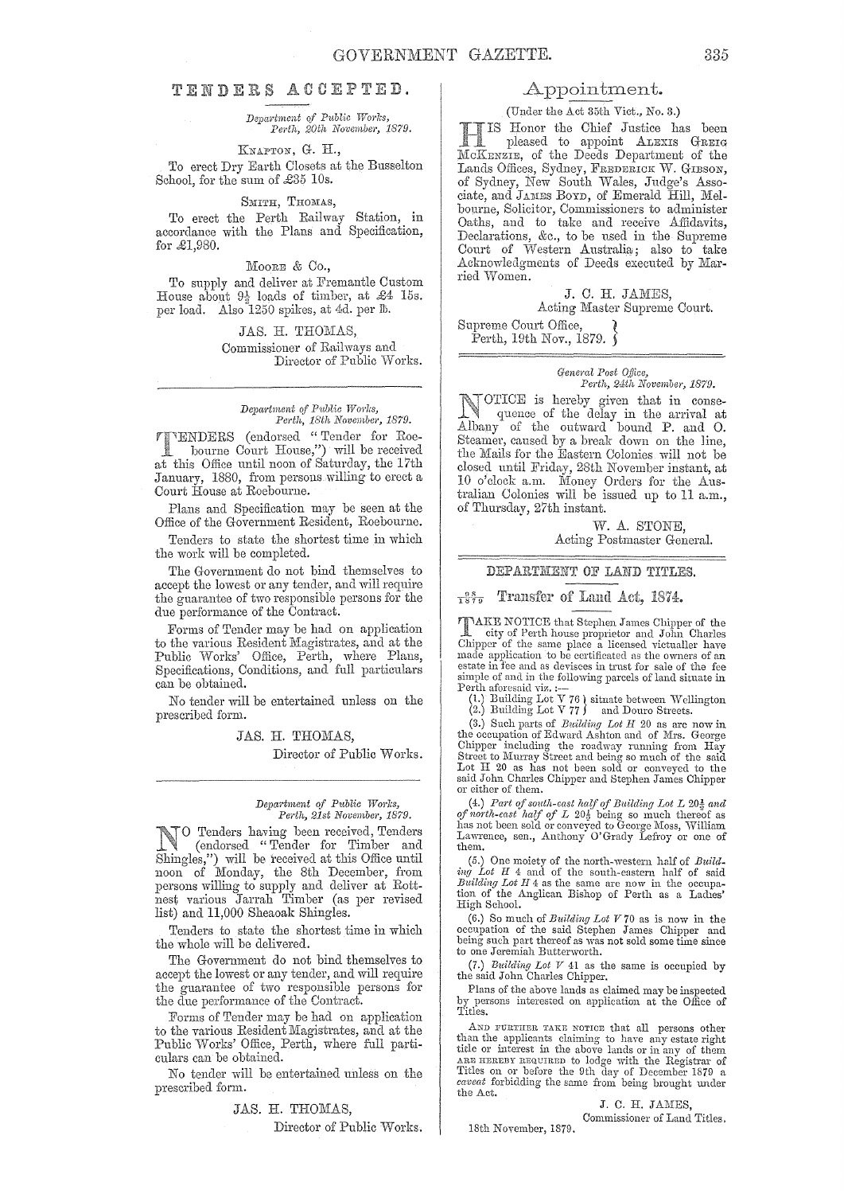## TENDERS ACCEPTED.

*Department of Public Works,*
*Perth, 20th November, 1879.*

KNAPTON, G. H.,

To erect Dry Earth Closets at the Busselton School, for the sum of £35 10s.

SMITH, THOMAS,

To erect the Perth Railway Station, in accordance with the Plans and Specification, for £1,980.

MOORE & Co.,

To supply and deliver at Fremantle Custom House about 9½ loads of timber, at £4 15s. per load. Also 1250 spikes, at 4d. per lb.

JAS. H. THOMAS,
Commissioner of Railways and
Director of Public Works.

---

*Department of Public Works,*
*Perth, 18th November, 1879.*

TENDERS (endorsed "Tender for Roebourne Court House,") will be received at this Office until noon of Saturday, the 17th January, 1880, from persons willing to erect a Court House at Roebourne.

Plans and Specification may be seen at the Office of the Government Resident, Roebourne.

Tenders to state the shortest time in which the work will be completed.

The Government do not bind themselves to accept the lowest or any tender, and will require the guarantee of two responsible persons for the due performance of the Contract.

Forms of Tender may be had on application to the various Resident Magistrates, and at the Public Works' Office, Perth, where Plans, Specifications, Conditions, and full particulars can be obtained.

No tender will be entertained unless on the prescribed form.

JAS. H. THOMAS,
Director of Public Works.

---

*Department of Public Works,*
*Perth, 21st November, 1879.*

NO Tenders having been received, Tenders (endorsed "Tender for Timber and Shingles,") will be received at this Office until noon of Monday, the 8th December, from persons willing to supply and deliver at Rottnest various Jarrah Timber (as per revised list) and 11,000 Sheaoak Shingles.

Tenders to state the shortest time in which the whole will be delivered.

The Government do not bind themselves to accept the lowest or any tender, and will require the guarantee of two responsible persons for the due performance of the Contract.

Forms of Tender may be had on application to the various Resident Magistrates, and at the Public Works' Office, Perth, where full particulars can be obtained.

No tender will be entertained unless on the prescribed form.

JAS. H. THOMAS,
Director of Public Works.

---

## Appointment.

(Under the Act 35th Vict., No. 3.)

HIS Honor the Chief Justice has been pleased to appoint ALEXIS GREIG MCKENZIE, of the Deeds Department of the Lands Offices, Sydney, FREDERICK W. GIBSON, of Sydney, New South Wales, Judge's Associate, and JAMES BOYD, of Emerald Hill, Melbourne, Solicitor, Commissioners to administer Oaths, and to take and receive Affidavits, Declarations, &c., to be used in the Supreme Court of Western Australia; also to take Acknowledgments of Deeds executed by Married Women.

J. C. H. JAMES,
Acting Master Supreme Court.

Supreme Court Office,
Perth, 19th Nov., 1879.

---

*General Post Office,*
*Perth, 24th November, 1879.*

NOTICE is hereby given that in consequence of the delay in the arrival at Albany of the outward bound P. and O. Steamer, caused by a break down on the line, the Mails for the Eastern Colonies will not be closed until Friday, 28th November instant, at 10 o'clock a.m. Money Orders for the Australian Colonies will be issued up to 11 a.m., of Thursday, 27th instant.

W. A. STONE,
Acting Postmaster General.

---

## DEPARTMENT OF LAND TITLES.

### 95/1879 Transfer of Land Act, 1874.

TAKE NOTICE that Stephen James Chipper of the city of Perth house proprietor and John Charles Chipper of the same place a licensed victualler have made application to be certificated as the owners of an estate in fee and as devisees in trust for sale of the fee simple of and in the following parcels of land situate in Perth aforesaid viz. :—

(1.) Building Lot V 76 } situate between Wellington
(2.) Building Lot V 77 } and Douro Streets.

(3.) Such parts of *Building Lot H* 20 as are now in the occupation of Edward Ashton and of Mrs. George Chipper including the roadway running from Hay Street to Murray Street and being so much of the said Lot H 20 as has not been sold or conveyed to the said John Charles Chipper and Stephen James Chipper or either of them.

(4.) *Part of south-east half of Building Lot L* 20½ *and of north-east half of L* 20½ being so much thereof as has not been sold or conveyed to George Moss, William Lawrence, sen., Anthony O'Grady Lefroy or one of them.

(5.) One moiety of the north-western half of *Building Lot H* 4 and of the south-eastern half of said *Building Lot H* 4 as the same are now in the occupation of the Anglican Bishop of Perth as a Ladies' High School.

(6.) So much of *Building Lot V* 70 as is now in the occupation of the said Stephen James Chipper and being such part thereof as was not sold some time since to one Jeremiah Butterworth.

(7.) *Building Lot V* 41 as the same is occupied by the said John Charles Chipper.

Plans of the above lands as claimed may be inspected by persons interested on application at the Office of Titles.

AND FURTHER TAKE NOTICE that all persons other than the applicants claiming to have any estate right title or interest in the above lands or in any of them ARE HEREBY REQUIRED to lodge with the Registrar of Titles on or before the 9th day of December 1879 a *caveat* forbidding the same from being brought under the Act.

J. C. H. JAMES,
Commissioner of Land Titles.

18th November, 1879.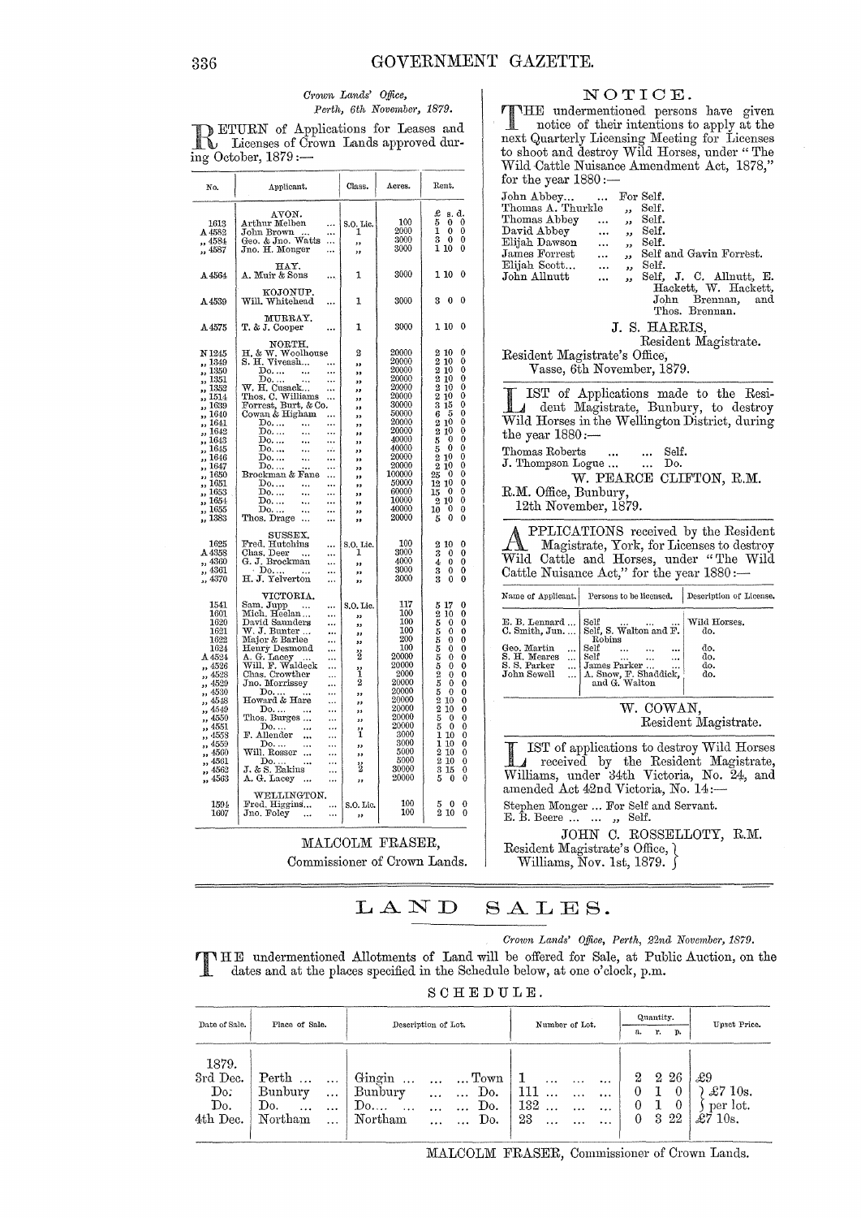*Crown Lands' Office,*
*Perth, 6th November, 1879.*

RETURN of Applications for Leases and Licenses of Crown Lands approved during October, 1879:—

| No. | Applicant. | Class. | Acres. | Rent. £ s. d. |
|---|---|---|---|---|
| | AVON. | | | |
| 1613 | Arthur Melben ... | S.O. Lic. | 100 | 5 0 0 |
| A 4582 | John Brown ... ... | 1 | 2000 | 1 0 0 |
| ,, 4584 | Geo. & Jno. Watts ... | ,, | 3000 | 3 0 0 |
| ,, 4587 | Jno. H. Monger ... | ,, | 3000 | 1 10 0 |
| | HAY. | | | |
| A 4564 | A. Muir & Sons ... | 1 | 3000 | 1 10 0 |
| | KOJONUP. | | | |
| A 4539 | Will. Whitehead ... | 1 | 3000 | 3 0 0 |
| | MURRAY. | | | |
| A 4575 | T. & J. Cooper ... | 1 | 3000 | 1 10 0 |
| | NORTH. | | | |
| N 1245 | H. & W. Woolhouse | 2 | 20000 | 2 10 0 |
| ,, 1349 | S. H. Viveash... ... | ,, | 20000 | 2 10 0 |
| ,, 1350 | Do.... ... ... | ,, | 20000 | 2 10 0 |
| ,, 1351 | Do.... ... ... | ,, | 20000 | 2 10 0 |
| ,, 1352 | W. H. Cusack... ... | ,, | 20000 | 2 10 0 |
| ,, 1514 | Thos. C. Williams ... | ,, | 20000 | 2 10 0 |
| ,, 1639 | Forrest, Burt, & Co. | ,, | 30000 | 3 15 0 |
| ,, 1640 | Cowan & Higham ... | ,, | 50000 | 6 5 0 |
| ,, 1641 | Do.... ... ... | ,, | 20000 | 2 10 0 |
| ,, 1642 | Do.... ... ... | ,, | 20000 | 2 10 0 |
| ,, 1643 | Do.... ... ... | ,, | 40000 | 5 0 0 |
| ,, 1645 | Do.... ... ... | ,, | 40000 | 5 0 0 |
| ,, 1646 | Do.... ... ... | ,, | 20000 | 2 10 0 |
| ,, 1647 | Do.... ... ... | ,, | 20000 | 2 10 0 |
| ,, 1650 | Brockman & Fane ... | ,, | 100000 | 25 0 0 |
| ,, 1651 | Do.... ... ... | ,, | 50000 | 12 10 0 |
| ,, 1653 | Do.... ... ... | ,, | 60000 | 15 0 0 |
| ,, 1654 | Do.... ... ... | ,, | 10000 | 2 10 0 |
| ,, 1655 | Do.... ... ... | ,, | 40000 | 10 0 0 |
| ,, 1383 | Thos. Drage ... ... | ,, | 20000 | 5 0 0 |
| | SUSSEX. | | | |
| 1625 | Fred. Hutchins ... | S.O. Lic. | 100 | 2 10 0 |
| A 4358 | Chas. Deer ... ... | 1 | 3000 | 3 0 0 |
| ,, 4360 | G. J. Brockman ... | ,, | 4000 | 4 0 0 |
| ,, 4361 | Do.... ... ... | ,, | 3000 | 3 0 0 |
| ,, 4370 | H. J. Yelverton ... | ,, | 3000 | 3 0 0 |
| | VICTORIA. | | | |
| 1541 | Sam. Jupp ... ... | S.O. Lic. | 117 | 5 17 0 |
| 1601 | Mich. Heelan... ... | ,, | 100 | 2 10 0 |
| 1620 | David Saunders ... | ,, | 100 | 5 0 0 |
| 1621 | W. J. Bunter ... ... | ,, | 100 | 5 0 0 |
| 1622 | Major & Barlee ... | ,, | 200 | 5 0 0 |
| 1624 | Henry Desmond ... | ,, | 100 | 5 0 0 |
| A 4524 | A. G. Lacey ... ... | 2 | 20000 | 5 0 0 |
| ,, 4526 | Will. F. Waldeck ... | ,, | 20000 | 5 0 0 |
| ,, 4528 | Chas. Crowther ... | 1 | 2000 | 2 0 0 |
| ,, 4529 | Jno. Morrissey ... | 2 | 20000 | 5 0 0 |
| ,, 4530 | Do.... ... ... | ,, | 20000 | 5 0 0 |
| ,, 4548 | Howard & Hare ... | ,, | 20000 | 2 10 0 |
| ,, 4549 | Do.... ... ... | ,, | 20000 | 2 10 0 |
| ,, 4550 | Thos. Burges ... ... | ,, | 20000 | 5 0 0 |
| ,, 4551 | Do.... ... ... | ,, | 20000 | 5 0 0 |
| ,, 4558 | F. Allender ... ... | 1 | 3000 | 1 10 0 |
| ,, 4559 | Do.... ... ... | ,, | 3000 | 1 10 0 |
| ,, 4560 | Will. Rosser ... ... | ,, | 5000 | 2 10 0 |
| ,, 4561 | Do.... ... ... | ,, | 5000 | 2 10 0 |
| ,, 4562 | J. & S. Eakins ... | 2 | 30000 | 3 15 0 |
| ,, 4563 | A. G. Lacey ... ... | ,, | 20000 | 5 0 0 |
| | WELLINGTON. | | | |
| 1594 | Fred. Higgins... ... | S.O. Lic. | 100 | 5 0 0 |
| 1607 | Jno. Foley ... ... | ,, | 100 | 2 10 0 |

MALCOLM FRASER,
Commissioner of Crown Lands.

## NOTICE.

THE undermentioned persons have given notice of their intentions to apply at the next Quarterly Licensing Meeting for Licenses to shoot and destroy Wild Horses, under "The Wild Cattle Nuisance Amendment Act, 1878," for the year 1880:—

John Abbey... ... For Self.
Thomas A. Thurkle ,, Self.
Thomas Abbey ... ,, Self.
David Abbey ... ,, Self.
Elijah Dawson ... ,, Self.
James Forrest ... ,, Self and Gavin Forrest.
Elijah Scott... ... ,, Self.
John Allnutt ... ,, Self, J. C. Allnutt, E. Hackett, W. Hackett, John Brennan, and Thos. Brennan.

J. S. HARRIS,
Resident Magistrate.

Resident Magistrate's Office,
Vasse, 6th November, 1879.

LIST of Applications made to the Resident Magistrate, Bunbury, to destroy Wild Horses in the Wellington District, during the year 1880:—

Thomas Roberts ... ... Self.
J. Thompson Logue ... ... Do.

W. PEARCE CLIFTON, R.M.

R.M. Office, Bunbury,
12th November, 1879.

APPLICATIONS received by the Resident Magistrate, York, for Licenses to destroy Wild Cattle and Horses, under "The Wild Cattle Nuisance Act," for the year 1880:—

| Name of Applicant. | Persons to be licensed. | Description of License. |
|---|---|---|
| E. B. Lennard ... | Self ... ... ... | Wild Horses. |
| C. Smith, Jun. ... | Self, S. Walton and F. Robins | do. |
| Geo. Martin ... | Self ... ... ... | do. |
| S. H. Meares ... | Self ... ... ... | do. |
| S. S. Parker ... | James Parker ... ... | do. |
| John Sewell ... | A. Snow, F. Shaddick, and G. Walton | do. |

W. COWAN,
Resident Magistrate.

LIST of applications to destroy Wild Horses received by the Resident Magistrate, Williams, under 34th Victoria, No. 24, and amended Act 42nd Victoria, No. 14:—

Stephen Monger ... For Self and Servant.
E. B. Beere ... ... ,, Self.

JOHN C. ROSSELLOTY, R.M.

Resident Magistrate's Office, Williams, Nov. 1st, 1879.

# LAND SALES.

*Crown Lands' Office, Perth, 22nd November, 1879.*

THE undermentioned Allotments of Land will be offered for Sale, at Public Auction, on the dates and at the places specified in the Schedule below, at one o'clock, p.m.

SCHEDULE.

| Date of Sale. | Place of Sale. | Description of Lot. | Number of Lot. | Quantity. a. | r. | p. | Upset Price. |
|---|---|---|---|---|---|---|---|
| 1879. | | | | | | | |
| 3rd Dec. | Perth ... ... | Gingin ... ... ... Town | 1 ... ... ... | 2 | 2 | 26 | £9 |
| Do. | Bunbury ... | Bunbury ... ... Do. | 111 ... ... ... | 0 | 1 | 0 | £7 10s. per lot. |
| Do. | Do. ... ... | Do.... ... ... ... Do. | 132 ... ... ... | 0 | 1 | 0 | |
| 4th Dec. | Northam ... | Northam ... ... ... Do. | 23 ... ... ... | 0 | 3 | 22 | £7 10s. |

MALCOLM FRASER, Commissioner of Crown Lands.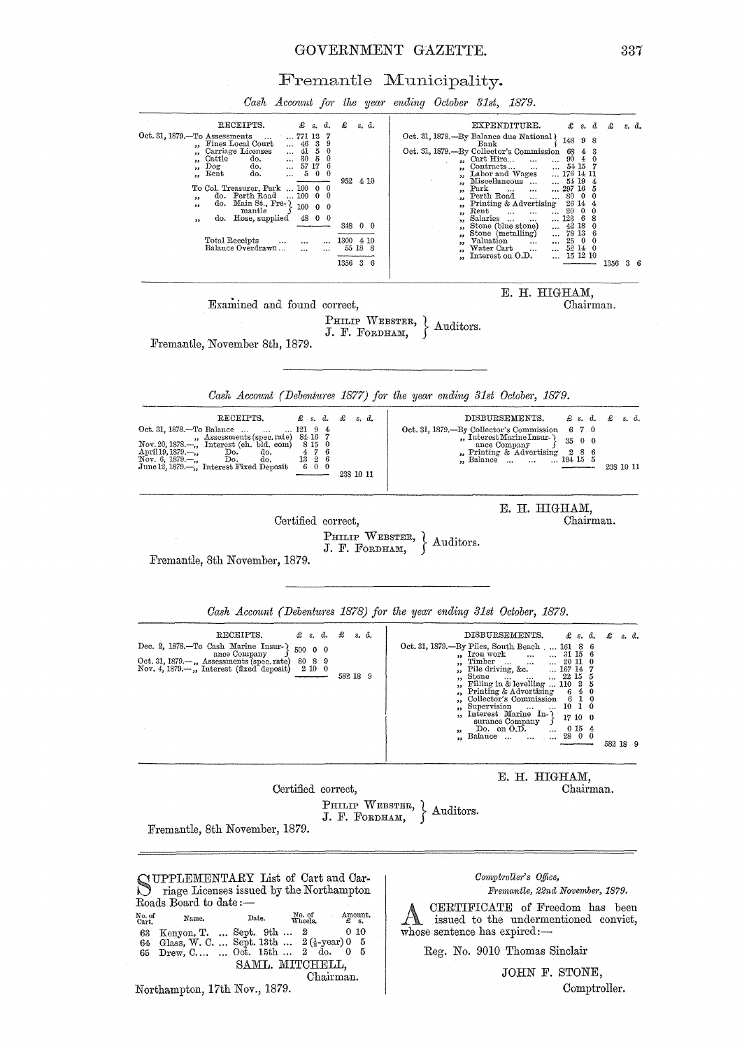# Fremantle Municipality.

*Cash Account for the year ending October 31st, 1879.*

| RECEIPTS. | £ s. d. | £ s. d. | EXPENDITURE. | £ s. d. | £ s. d. |
|---|---|---|---|---|---|
| Oct. 31, 1879.—To Assessments ... | 771 13 7 | | Oct. 31, 1878.—By Balance due National Bank | 148 9 8 | |
| „ Fines Local Court ... | 46 3 9 | | Oct. 31, 1879.—By Collector's Commission | 63 4 3 | |
| „ Carriage Licenses ... | 41 5 0 | | „ Cart Hire... ... | 90 4 0 | |
| „ Cattle do. ... | 30 5 0 | | „ Contracts... ... | 54 15 7 | |
| „ Dog do. ... | 57 17 6 | | „ Labor and Wages ... | 176 14 11 | |
| „ Rent do. ... | 5 0 0 | | „ Miscellaneous ... | 54 19 4 | |
| | | 952 4 10 | „ Park ... ... | 297 16 5 | |
| To Col. Treasurer, Park ... | 100 0 0 | | „ Perth Road ... | 80 0 0 | |
| „ do. Perth Road ... | 100 0 0 | | „ Printing & Advertising | 26 14 4 | |
| „ do. Main St., Fremantle | 100 0 0 | | „ Rent ... ... ... | 20 0 0 | |
| „ do. Hose, supplied | 48 0 0 | | „ Salaries ... ... | 123 6 8 | |
| | | 348 0 0 | „ Stone (blue stone) ... | 42 18 0 | |
| Total Receipts ... ... | | 1300 4 10 | „ Stone (metalling) ... | 78 13 6 | |
| Balance Overdrawn ... ... | | 55 18 8 | „ Valuation ... ... | 25 0 0 | |
| | | | „ Water Cart ... ... | 52 14 0 | |
| | | | „ Interest on O.D. ... | 15 12 10 | |
| | | 1356 3 6 | | | 1356 3 6 |

E. H. HIGHAM,
Chairman.

Examined and found correct,

PHILIP WEBSTER, J. F. FORDHAM, } Auditors.

Fremantle, November 8th, 1879.

---

*Cash Account (Debentures 1877) for the year ending 31st October, 1879.*

| RECEIPTS. | £ s. d. | £ s. d. | DISBURSEMENTS. | £ s. d. | £ s. d. |
|---|---|---|---|---|---|
| Oct. 31, 1878.—To Balance ... ... | 121 9 4 | | Oct. 31, 1879.—By Collector's Commission | 6 7 0 | |
| „ Assessments (spec. rate) | 84 16 7 | | „ Interest Marine Insurance Company | 35 0 0 | |
| Nov. 20, 1878.—„ Interest (ch. bld. com) | 8 15 0 | | „ Printing & Advertising | 2 8 6 | |
| April 19, 1879.—„ Do. do. | 4 7 6 | | „ Balance ... ... ... | 194 15 5 | |
| Nov. 6, 1879.—„ Do. do. | 13 2 6 | | | | |
| June 12, 1879.—„ Interest Fixed Deposit | 6 0 0 | | | | |
| | | 238 10 11 | | | 238 10 11 |

E. H. HIGHAM,
Chairman.

Certified correct,

PHILIP WEBSTER, J. F. FORDHAM, } Auditors.

Fremantle, 8th November, 1879.

---

*Cash Account (Debentures 1878) for the year ending 31st October, 1879.*

| RECEIPTS. | £ s. d. | £ s. d. | DISBURSEMENTS. | £ s. d. | £ s. d. |
|---|---|---|---|---|---|
| Dec. 2, 1878.—To Cash Marine Insurance Company | 500 0 0 | | Oct. 31, 1879.—By Piles, South Beach ... | 161 8 6 | |
| Oct. 31, 1879.—„ Assessments (spec. rate) | 80 8 9 | | „ Iron work ... ... | 31 15 6 | |
| Nov. 4, 1879.—„ Interest (fixed deposit) | 2 10 0 | | „ Timber ... ... ... | 20 11 0 | |
| | | 582 18 9 | „ Pile driving, &c. ... | 167 14 7 | |
| | | | „ Stone ... ... ... | 22 15 5 | |
| | | | „ Filling in & levelling ... | 110 2 5 | |
| | | | „ Printing & Advertising | 6 4 0 | |
| | | | „ Collector's Commission | 6 1 0 | |
| | | | „ Supervision ... ... | 10 1 0 | |
| | | | „ Interest Marine Insurance Company | 17 10 0 | |
| | | | „ Do. on O.D. ... | 0 15 4 | |
| | | | „ Balance ... ... ... | 28 0 0 | |
| | | | | | 582 18 9 |

E. H. HIGHAM,
Chairman.

Certified correct,

PHILIP WEBSTER, J. F. FORDHAM, } Auditors.

Fremantle, 8th November, 1879.

---

SUPPLEMENTARY List of Cart and Carriage Licenses issued by the Northampton Roads Board to date:—

| No. of Cart. | Name. | Date. | No. of Wheels. | Amount. £ s. |
|---|---|---|---|---|
| 63 | Kenyon, T. ... | Sept. 9th ... | 2 | 0 10 |
| 64 | Glass, W. C. ... | Sept. 13th ... | 2 (½-year) | 0 5 |
| 65 | Drew, C.... ... | Oct. 15th ... | 2 do. | 0 5 |

SAML. MITCHELL,
Chairman.

Northampton, 17th Nov., 1879.

---

*Comptroller's Office,*
*Fremantle, 22nd November, 1879.*

A CERTIFICATE of Freedom has been issued to the undermentioned convict, whose sentence has expired:—

Reg. No. 9010 Thomas Sinclair

JOHN F. STONE,
Comptroller.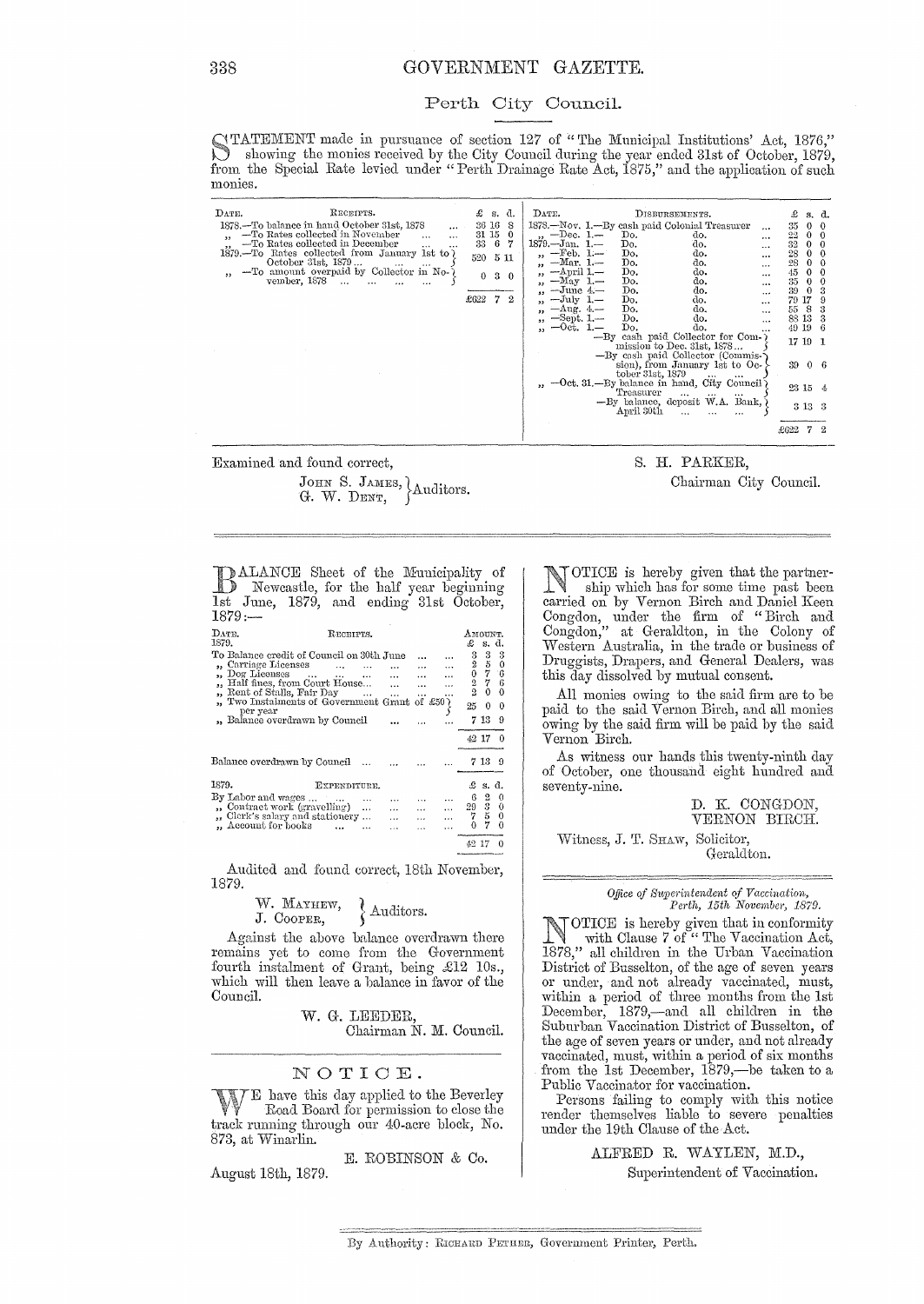## Perth City Council.

STATEMENT made in pursuance of section 127 of "The Municipal Institutions' Act, 1876," showing the monies received by the City Council during the year ended 31st of October, 1879, from the Special Rate levied under "Perth Drainage Rate Act, 1875," and the application of such monies.

| Date. | Receipts. | £ s. d. | Date. | Disbursements. | £ s. d. |
|---|---|---|---|---|---|
| 1878.—To balance in hand October 31st, 1878 | | 36 16 8 | 1878.—Nov. 1.—By cash paid Colonial Treasurer | | 35 0 0 |
| ,, —To Rates collected in November | | 31 15 0 | ,, —Dec. 1.— Do. do. | | 22 0 0 |
| ,, —To Rates collected in December | | 33 6 7 | 1879.—Jan. 1.— Do. do. | | 32 0 0 |
| 1879.—To Rates collected from January 1st to October 31st, 1879 | | 520 5 11 | ,, —Feb. 1.— Do. do. | | 28 0 0 |
| ,, —To amount overpaid by Collector in November, 1878 | | 0 3 0 | ,, —Mar. 1.— Do. do. | | 28 0 0 |
| | | | ,, —April 1.— Do. do. | | 45 0 0 |
| | | | ,, —May 1.— Do. do. | | 35 0 0 |
| | | | ,, —June 4.— Do. do. | | 39 0 3 |
| | | | ,, —July 1.— Do. do. | | 79 17 9 |
| | | | ,, —Aug. 4.— Do. do. | | 55 8 3 |
| | | | ,, —Sept. 1.— Do. do. | | 88 13 3 |
| | | | ,, —Oct. 1.— Do. do. | | 49 19 6 |
| | | | —By cash paid Collector for Commission to Dec. 31st, 1878 | | 17 19 1 |
| | | | —By cash paid Collector (Commission), from January 1st to October 31st, 1879 | | 39 0 6 |
| | | | ,, —Oct. 31.—By balance in hand, City Council Treasurer | | 23 15 4 |
| | | | —By balance, deposit W.A. Bank, April 30th | | 3 13 3 |
| | | £622 7 2 | | | £622 7 2 |

Examined and found correct,

JOHN S. JAMES, G. W. DENT, Auditors.

S. H. PARKER,
Chairman City Council.

---

BALANCE Sheet of the Municipality of Newcastle, for the half year beginning 1st June, 1879, and ending 31st October, 1879:—

| Date. 1879. | Receipts. | Amount. £ s. d. |
|---|---|---|
| | To Balance credit of Council on 30th June | 3 3 3 |
| | ,, Carriage Licenses | 2 5 0 |
| | ,, Dog Licenses | 0 7 6 |
| | ,, Half fines, from Court House | 2 7 6 |
| | ,, Rent of Stalls, Fair Day | 2 0 0 |
| | ,, Two Instalments of Government Grant of £50 per year | 25 0 0 |
| | ,, Balance overdrawn by Council | 7 13 9 |
| | | 42 17 0 |
| | Balance overdrawn by Council | 7 13 9 |

| 1879. | Expenditure. | £ s. d. |
|---|---|---|
| | By Labor and wages | 6 2 0 |
| | ,, Contract work (gravelling) | 29 3 0 |
| | ,, Clerk's salary and stationery | 7 5 0 |
| | ,, Account for books | 0 7 0 |
| | | 42 17 0 |

Audited and found correct, 18th November, 1879.

W. MAYHEW, J. COOPER, Auditors.

Against the above balance overdrawn there remains yet to come from the Government fourth instalment of Grant, being £12 10s., which will then leave a balance in favor of the Council.

W. G. LEEDER,
Chairman N. M. Council.

---

## NOTICE.

WE have this day applied to the Beverley Road Board for permission to close the track running through our 40-acre block, No. 873, at Winarlin.

E. ROBINSON & Co.

August 18th, 1879.

---

NOTICE is hereby given that the partnership which has for some time past been carried on by Vernon Birch and Daniel Keen Congdon, under the firm of "Birch and Congdon," at Geraldton, in the Colony of Western Australia, in the trade or business of Druggists, Drapers, and General Dealers, was this day dissolved by mutual consent.

All monies owing to the said firm are to be paid to the said Vernon Birch, and all monies owing by the said firm will be paid by the said Vernon Birch.

As witness our hands this twenty-ninth day of October, one thousand eight hundred and seventy-nine.

D. K. CONGDON,
VERNON BIRCH.

Witness, J. T. SHAW, Solicitor, Geraldton.

---

*Office of Superintendent of Vaccination, Perth, 15th November, 1879.*

NOTICE is hereby given that in conformity with Clause 7 of "The Vaccination Act, 1878," all children in the Urban Vaccination District of Busselton, of the age of seven years or under, and not already vaccinated, must, within a period of three months from the 1st December, 1879,—and all children in the Suburban Vaccination District of Busselton, of the age of seven years or under, and not already vaccinated, must, within a period of six months from the 1st December, 1879,—be taken to a Public Vaccinator for vaccination.

Persons failing to comply with this notice render themselves liable to severe penalties under the 19th Clause of the Act.

ALFRED R. WAYLEN, M.D.,
Superintendent of Vaccination.

---

By Authority: RICHARD PETHER, Government Printer, Perth.